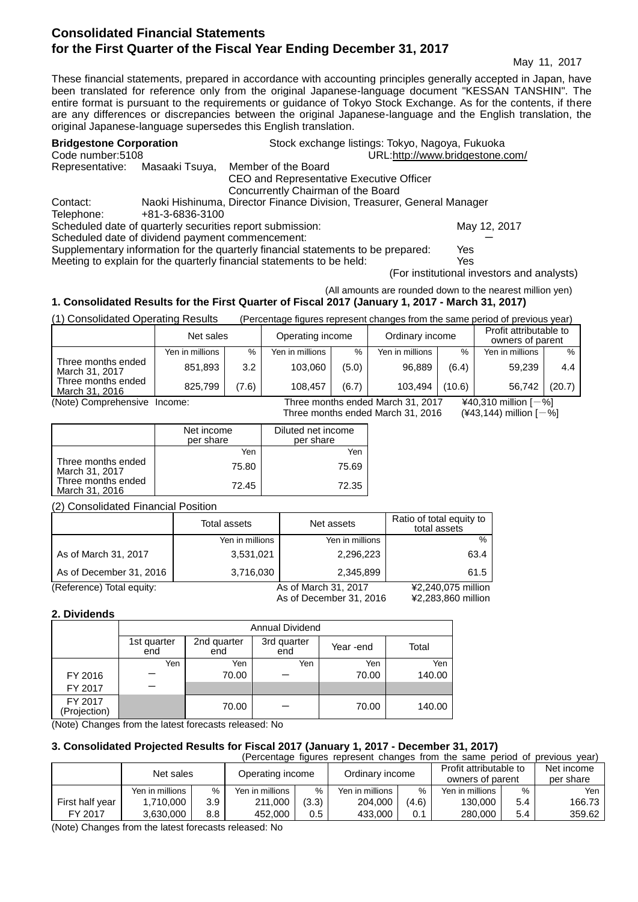# Consolidated Financial Statements for the First Quarter of the Fiscal Year Ending December 31, 2017

May 11, 2017

These financial statements, prepared in accordance with accounting principles generally accepted in Japan, have been translated for reference only from the original Japanese-language document "KESSAN TANSHIN". The entire format is pursuant to the requirements or guidance of Tokyo Stock Exchange. As for the contents, if there are any differences or discrepancies between the original Japanese-language and the English translation, the original Japanese-language supersedes this English translation.

**Bridgestone Corporation** — Stock exchange listings: Tokyo, Nagoya, Fukuoka

Code number:5108 — URL:http://www.bridgestone.com/

Representative: Masaaki Tsuya, Member of the Board
CEO and Representative Executive Officer
Concurrently Chairman of the Board

Contact: Naoki Hishinuma, Director Finance Division, Treasurer, General Manager

Telephone: +81-3-6836-3100

Scheduled date of quarterly securities report submission: May 12, 2017

Scheduled date of dividend payment commencement: ―

Supplementary information for the quarterly financial statements to be prepared: Yes

Meeting to explain for the quarterly financial statements to be held: Yes

(For institutional investors and analysts)

(All amounts are rounded down to the nearest million yen)

## 1. Consolidated Results for the First Quarter of Fiscal 2017 (January 1, 2017 - March 31, 2017)

(1) Consolidated Operating Results (Percentage figures represent changes from the same period of previous year)

| | Net sales | | Operating income | | Ordinary income | | Profit attributable to owners of parent | |
|---|---|---|---|---|---|---|---|---|
| | Yen in millions | % | Yen in millions | % | Yen in millions | % | Yen in millions | % |
| Three months ended March 31, 2017 | 851,893 | 3.2 | 103,060 | (5.0) | 96,889 | (6.4) | 59,239 | 4.4 |
| Three months ended March 31, 2016 | 825,799 | (7.6) | 108,457 | (6.7) | 103,494 | (10.6) | 56,742 | (20.7) |

(Note) Comprehensive Income: Three months ended March 31, 2017 ¥40,310 million [－%]
Three months ended March 31, 2016 (¥43,144) million [－%]

| | Net income per share | Diluted net income per share |
|---|---|---|
| | Yen | Yen |
| Three months ended March 31, 2017 | 75.80 | 75.69 |
| Three months ended March 31, 2016 | 72.45 | 72.35 |

(2) Consolidated Financial Position

| | Total assets | Net assets | Ratio of total equity to total assets |
|---|---|---|---|
| | Yen in millions | Yen in millions | % |
| As of March 31, 2017 | 3,531,021 | 2,296,223 | 63.4 |
| As of December 31, 2016 | 3,716,030 | 2,345,899 | 61.5 |

(Reference) Total equity: As of March 31, 2017 ¥2,240,075 million
As of December 31, 2016 ¥2,283,860 million

## 2. Dividends

| | Annual Dividend | | | | |
|---|---|---|---|---|---|
| | 1st quarter end | 2nd quarter end | 3rd quarter end | Year -end | Total |
| | Yen | Yen | Yen | Yen | Yen |
| FY 2016 | ― | 70.00 | ― | 70.00 | 140.00 |
| FY 2017 | ― | | | | |
| FY 2017 (Projection) | | 70.00 | ― | 70.00 | 140.00 |

(Note) Changes from the latest forecasts released: No

## 3. Consolidated Projected Results for Fiscal 2017 (January 1, 2017 - December 31, 2017)

(Percentage figures represent changes from the same period of previous year)

| | Net sales | | Operating income | | Ordinary income | | Profit attributable to owners of parent | | Net income per share |
|---|---|---|---|---|---|---|---|---|---|
| | Yen in millions | % | Yen in millions | % | Yen in millions | % | Yen in millions | % | Yen |
| First half year | 1,710,000 | 3.9 | 211,000 | (3.3) | 204,000 | (4.6) | 130,000 | 5.4 | 166.73 |
| FY 2017 | 3,630,000 | 8.8 | 452,000 | 0.5 | 433,000 | 0.1 | 280,000 | 5.4 | 359.62 |

(Note) Changes from the latest forecasts released: No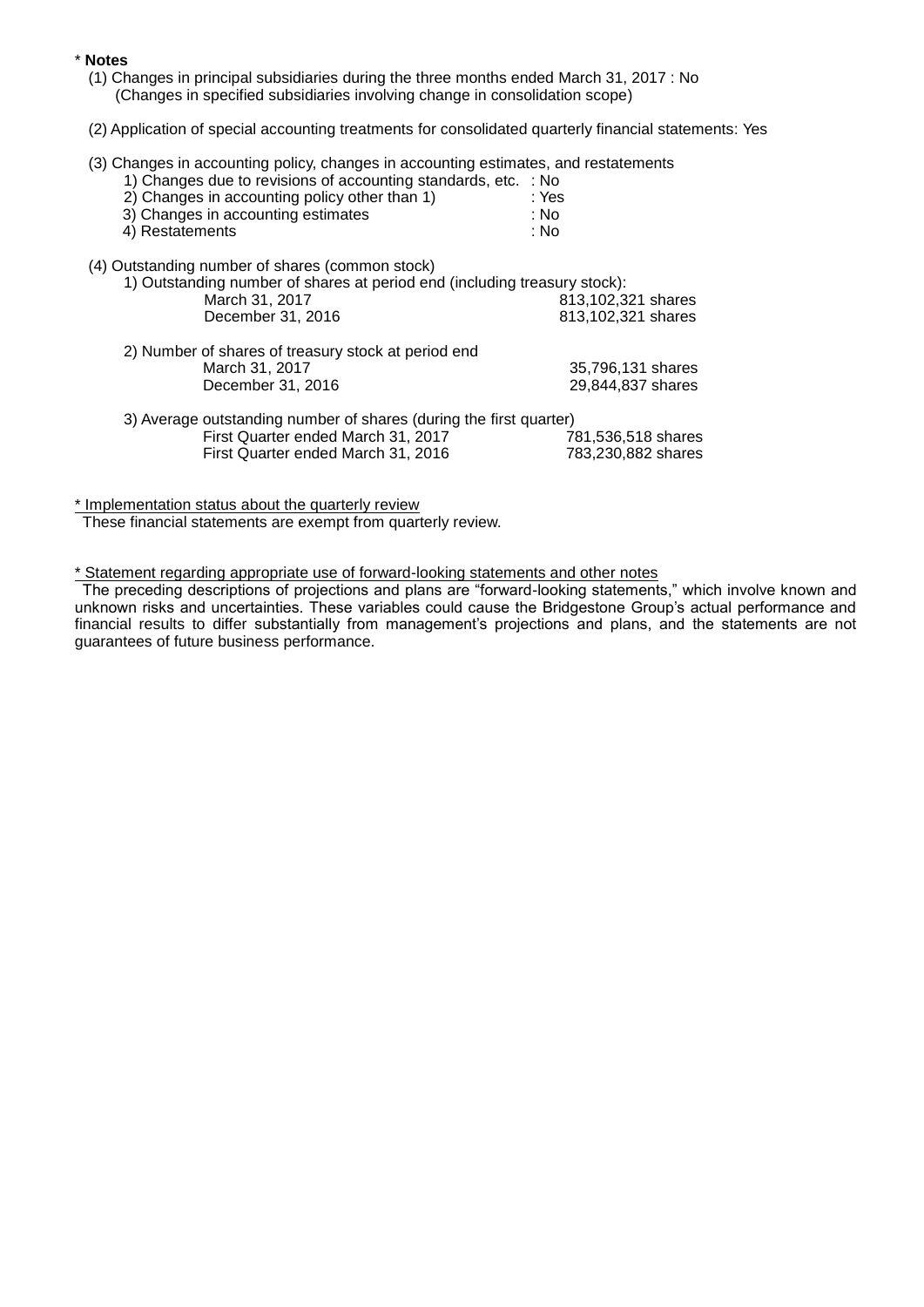\* **Notes**

(1) Changes in principal subsidiaries during the three months ended March 31, 2017 : No
(Changes in specified subsidiaries involving change in consolidation scope)

(2) Application of special accounting treatments for consolidated quarterly financial statements: Yes

(3) Changes in accounting policy, changes in accounting estimates, and restatements

| | |
|---|---|
| 1) Changes due to revisions of accounting standards, etc. | : No |
| 2) Changes in accounting policy other than 1) | : Yes |
| 3) Changes in accounting estimates | : No |
| 4) Restatements | : No |

(4) Outstanding number of shares (common stock)

1) Outstanding number of shares at period end (including treasury stock):

| | |
|---|---|
| March 31, 2017 | 813,102,321 shares |
| December 31, 2016 | 813,102,321 shares |

2) Number of shares of treasury stock at period end

| | |
|---|---|
| March 31, 2017 | 35,796,131 shares |
| December 31, 2016 | 29,844,837 shares |

3) Average outstanding number of shares (during the first quarter)

| | |
|---|---|
| First Quarter ended March 31, 2017 | 781,536,518 shares |
| First Quarter ended March 31, 2016 | 783,230,882 shares |

\* Implementation status about the quarterly review

These financial statements are exempt from quarterly review.

\* Statement regarding appropriate use of forward-looking statements and other notes

The preceding descriptions of projections and plans are "forward-looking statements," which involve known and unknown risks and uncertainties. These variables could cause the Bridgestone Group's actual performance and financial results to differ substantially from management's projections and plans, and the statements are not guarantees of future business performance.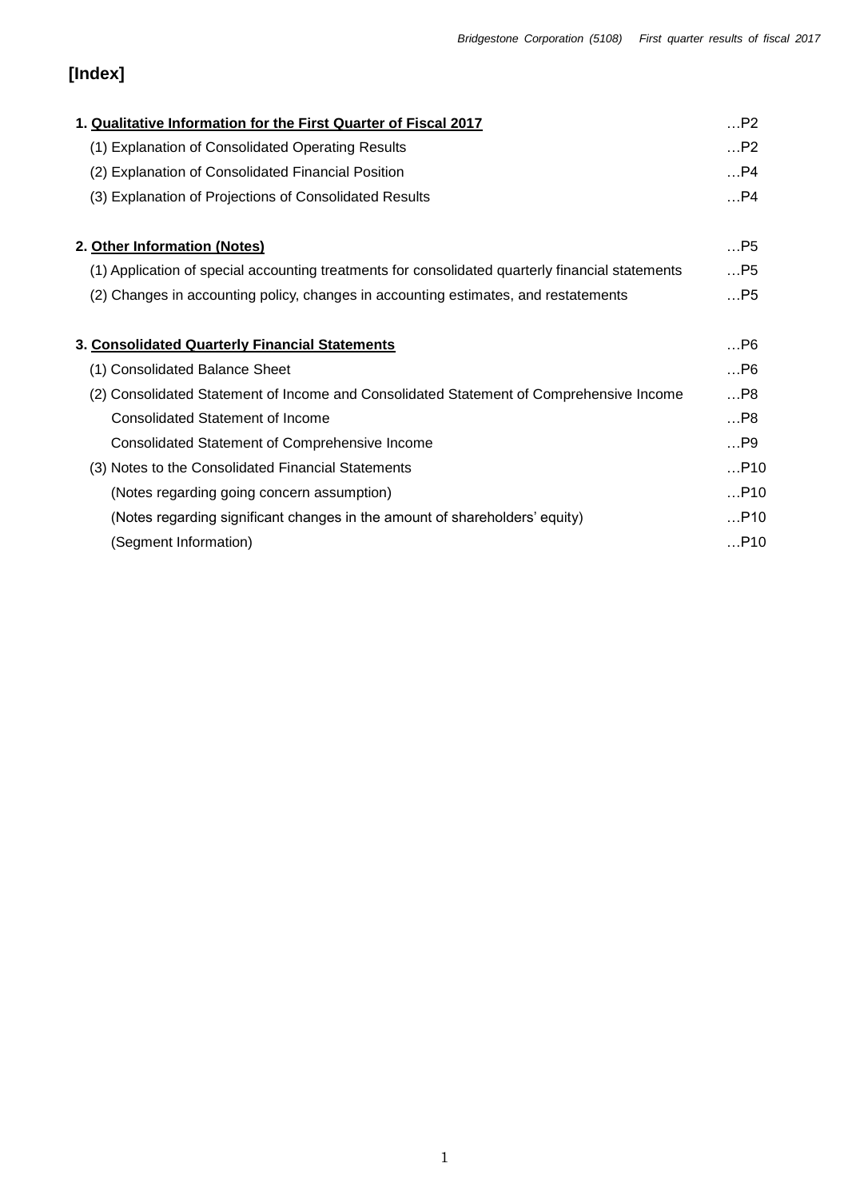# [Index]

| | |
|---|---|
| 1. **Qualitative Information for the First Quarter of Fiscal 2017** | …P2 |
| (1) Explanation of Consolidated Operating Results | …P2 |
| (2) Explanation of Consolidated Financial Position | …P4 |
| (3) Explanation of Projections of Consolidated Results | …P4 |
| | |
| 2. **Other Information (Notes)** | …P5 |
| (1) Application of special accounting treatments for consolidated quarterly financial statements | …P5 |
| (2) Changes in accounting policy, changes in accounting estimates, and restatements | …P5 |
| | |
| 3. **Consolidated Quarterly Financial Statements** | …P6 |
| (1) Consolidated Balance Sheet | …P6 |
| (2) Consolidated Statement of Income and Consolidated Statement of Comprehensive Income | …P8 |
| Consolidated Statement of Income | …P8 |
| Consolidated Statement of Comprehensive Income | …P9 |
| (3) Notes to the Consolidated Financial Statements | …P10 |
| (Notes regarding going concern assumption) | …P10 |
| (Notes regarding significant changes in the amount of shareholders' equity) | …P10 |
| (Segment Information) | …P10 |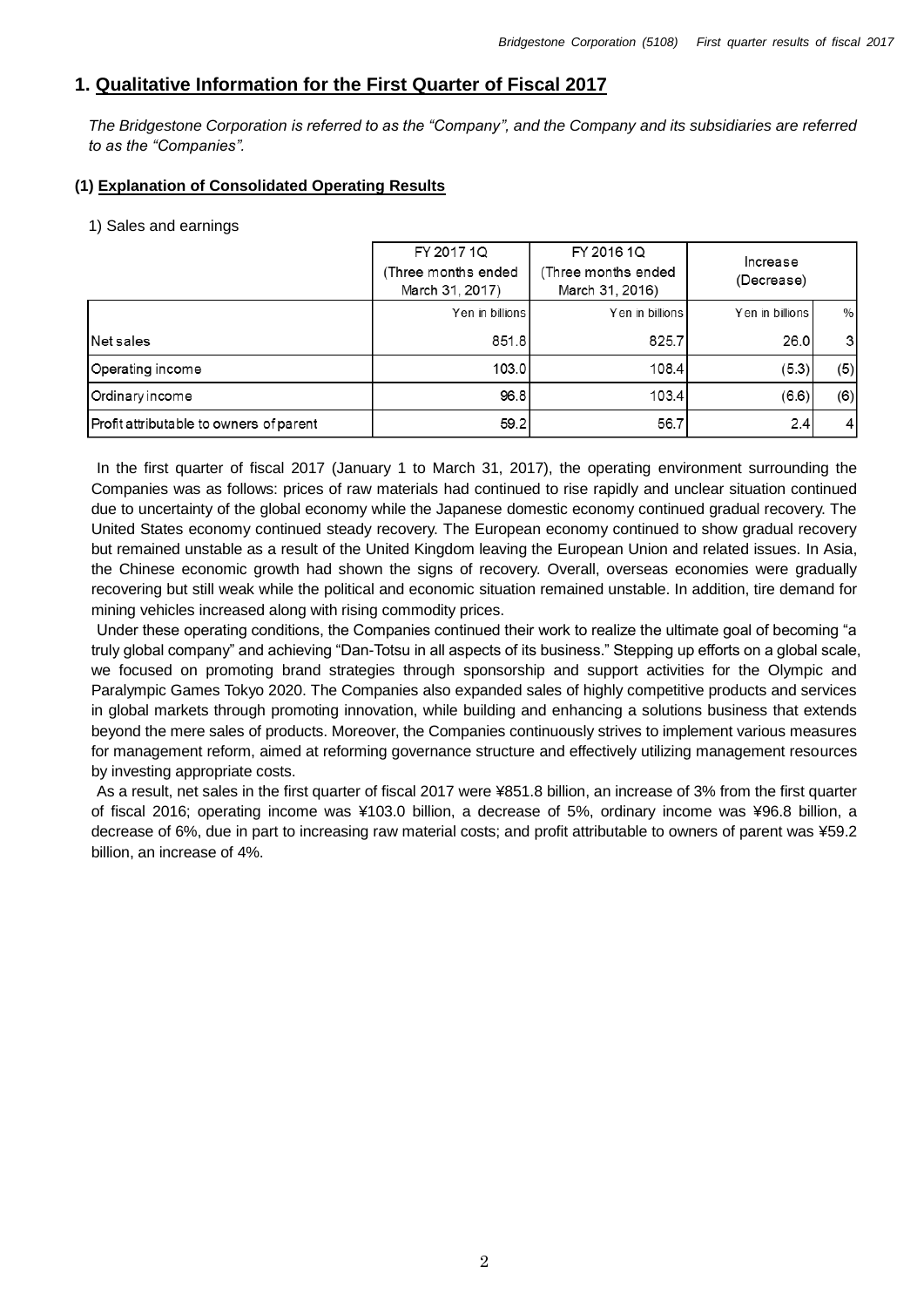## 1. Qualitative Information for the First Quarter of Fiscal 2017

*The Bridgestone Corporation is referred to as the "Company", and the Company and its subsidiaries are referred to as the "Companies".*

### (1) Explanation of Consolidated Operating Results

1) Sales and earnings

| | FY 2017 1Q (Three months ended March 31, 2017) | FY 2016 1Q (Three months ended March 31, 2016) | Increase (Decrease) | |
|---|---|---|---|---|
| | Yen in billions | Yen in billions | Yen in billions | % |
| Net sales | 851.8 | 825.7 | 26.0 | 3 |
| Operating income | 103.0 | 108.4 | (5.3) | (5) |
| Ordinary income | 96.8 | 103.4 | (6.6) | (6) |
| Profit attributable to owners of parent | 59.2 | 56.7 | 2.4 | 4 |

In the first quarter of fiscal 2017 (January 1 to March 31, 2017), the operating environment surrounding the Companies was as follows: prices of raw materials had continued to rise rapidly and unclear situation continued due to uncertainty of the global economy while the Japanese domestic economy continued gradual recovery. The United States economy continued steady recovery. The European economy continued to show gradual recovery but remained unstable as a result of the United Kingdom leaving the European Union and related issues. In Asia, the Chinese economic growth had shown the signs of recovery. Overall, overseas economies were gradually recovering but still weak while the political and economic situation remained unstable. In addition, tire demand for mining vehicles increased along with rising commodity prices.

Under these operating conditions, the Companies continued their work to realize the ultimate goal of becoming "a truly global company" and achieving "Dan-Totsu in all aspects of its business." Stepping up efforts on a global scale, we focused on promoting brand strategies through sponsorship and support activities for the Olympic and Paralympic Games Tokyo 2020. The Companies also expanded sales of highly competitive products and services in global markets through promoting innovation, while building and enhancing a solutions business that extends beyond the mere sales of products. Moreover, the Companies continuously strives to implement various measures for management reform, aimed at reforming governance structure and effectively utilizing management resources by investing appropriate costs.

As a result, net sales in the first quarter of fiscal 2017 were ¥851.8 billion, an increase of 3% from the first quarter of fiscal 2016; operating income was ¥103.0 billion, a decrease of 5%, ordinary income was ¥96.8 billion, a decrease of 6%, due in part to increasing raw material costs; and profit attributable to owners of parent was ¥59.2 billion, an increase of 4%.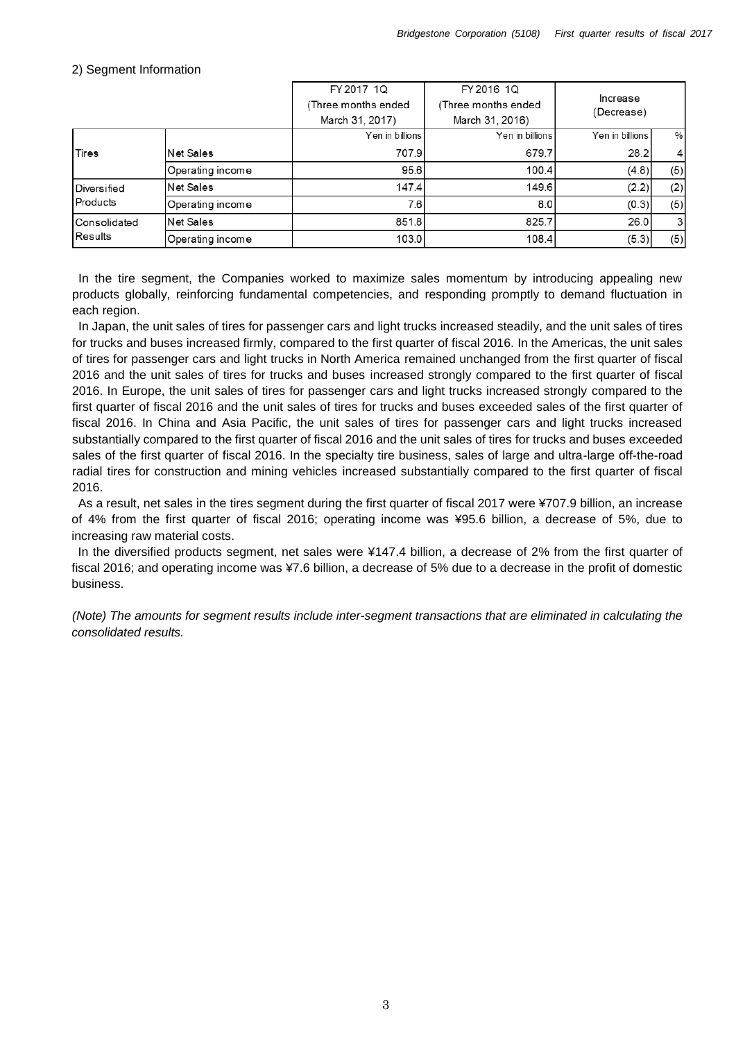2) Segment Information

| | | FY2017 1Q (Three months ended March 31, 2017) | FY2016 1Q (Three months ended March 31, 2016) | Increase (Decrease) | |
|---|---|---|---|---|---|
| | | Yen in billions | Yen in billions | Yen in billions | % |
| Tires | Net Sales | 707.9 | 679.7 | 28.2 | 4 |
| | Operating income | 95.6 | 100.4 | (4.8) | (5) |
| Diversified Products | Net Sales | 147.4 | 149.6 | (2.2) | (2) |
| | Operating income | 7.6 | 8.0 | (0.3) | (5) |
| Consolidated Results | Net Sales | 851.8 | 825.7 | 26.0 | 3 |
| | Operating income | 103.0 | 108.4 | (5.3) | (5) |

In the tire segment, the Companies worked to maximize sales momentum by introducing appealing new products globally, reinforcing fundamental competencies, and responding promptly to demand fluctuation in each region.

In Japan, the unit sales of tires for passenger cars and light trucks increased steadily, and the unit sales of tires for trucks and buses increased firmly, compared to the first quarter of fiscal 2016. In the Americas, the unit sales of tires for passenger cars and light trucks in North America remained unchanged from the first quarter of fiscal 2016 and the unit sales of tires for trucks and buses increased strongly compared to the first quarter of fiscal 2016. In Europe, the unit sales of tires for passenger cars and light trucks increased strongly compared to the first quarter of fiscal 2016 and the unit sales of tires for trucks and buses exceeded sales of the first quarter of fiscal 2016. In China and Asia Pacific, the unit sales of tires for passenger cars and light trucks increased substantially compared to the first quarter of fiscal 2016 and the unit sales of tires for trucks and buses exceeded sales of the first quarter of fiscal 2016. In the specialty tire business, sales of large and ultra-large off-the-road radial tires for construction and mining vehicles increased substantially compared to the first quarter of fiscal 2016.

As a result, net sales in the tires segment during the first quarter of fiscal 2017 were ¥707.9 billion, an increase of 4% from the first quarter of fiscal 2016; operating income was ¥95.6 billion, a decrease of 5%, due to increasing raw material costs.

In the diversified products segment, net sales were ¥147.4 billion, a decrease of 2% from the first quarter of fiscal 2016; and operating income was ¥7.6 billion, a decrease of 5% due to a decrease in the profit of domestic business.

*(Note) The amounts for segment results include inter-segment transactions that are eliminated in calculating the consolidated results.*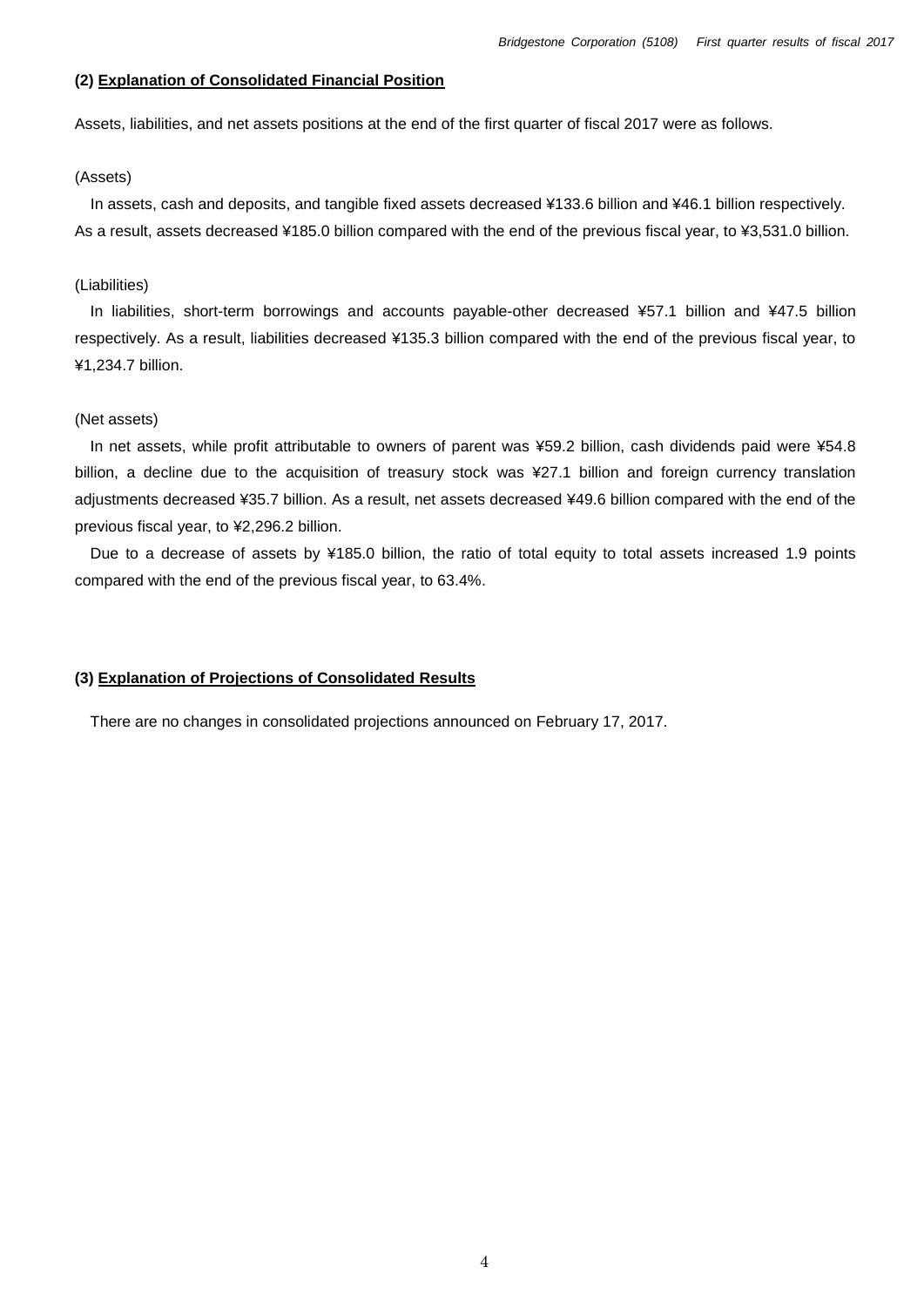### (2) **Explanation of Consolidated Financial Position**

Assets, liabilities, and net assets positions at the end of the first quarter of fiscal 2017 were as follows.

(Assets)

In assets, cash and deposits, and tangible fixed assets decreased ¥133.6 billion and ¥46.1 billion respectively. As a result, assets decreased ¥185.0 billion compared with the end of the previous fiscal year, to ¥3,531.0 billion.

(Liabilities)

In liabilities, short-term borrowings and accounts payable-other decreased ¥57.1 billion and ¥47.5 billion respectively. As a result, liabilities decreased ¥135.3 billion compared with the end of the previous fiscal year, to ¥1,234.7 billion.

(Net assets)

In net assets, while profit attributable to owners of parent was ¥59.2 billion, cash dividends paid were ¥54.8 billion, a decline due to the acquisition of treasury stock was ¥27.1 billion and foreign currency translation adjustments decreased ¥35.7 billion. As a result, net assets decreased ¥49.6 billion compared with the end of the previous fiscal year, to ¥2,296.2 billion.

Due to a decrease of assets by ¥185.0 billion, the ratio of total equity to total assets increased 1.9 points compared with the end of the previous fiscal year, to 63.4%.

### (3) **Explanation of Projections of Consolidated Results**

There are no changes in consolidated projections announced on February 17, 2017.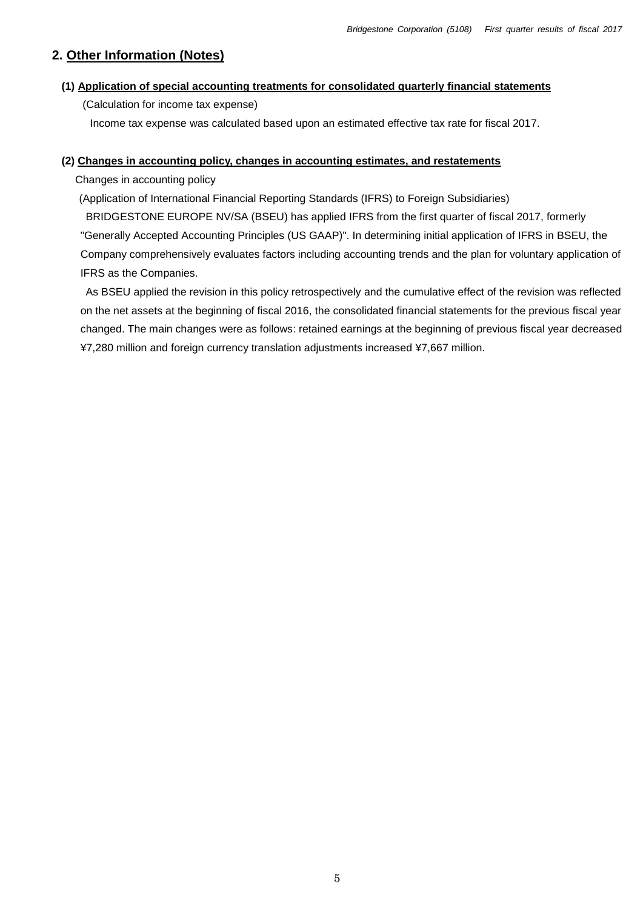## 2. Other Information (Notes)

### (1) Application of special accounting treatments for consolidated quarterly financial statements

(Calculation for income tax expense)

Income tax expense was calculated based upon an estimated effective tax rate for fiscal 2017.

### (2) Changes in accounting policy, changes in accounting estimates, and restatements

Changes in accounting policy

(Application of International Financial Reporting Standards (IFRS) to Foreign Subsidiaries)

BRIDGESTONE EUROPE NV/SA (BSEU) has applied IFRS from the first quarter of fiscal 2017, formerly "Generally Accepted Accounting Principles (US GAAP)". In determining initial application of IFRS in BSEU, the Company comprehensively evaluates factors including accounting trends and the plan for voluntary application of IFRS as the Companies.

As BSEU applied the revision in this policy retrospectively and the cumulative effect of the revision was reflected on the net assets at the beginning of fiscal 2016, the consolidated financial statements for the previous fiscal year changed. The main changes were as follows: retained earnings at the beginning of previous fiscal year decreased ¥7,280 million and foreign currency translation adjustments increased ¥7,667 million.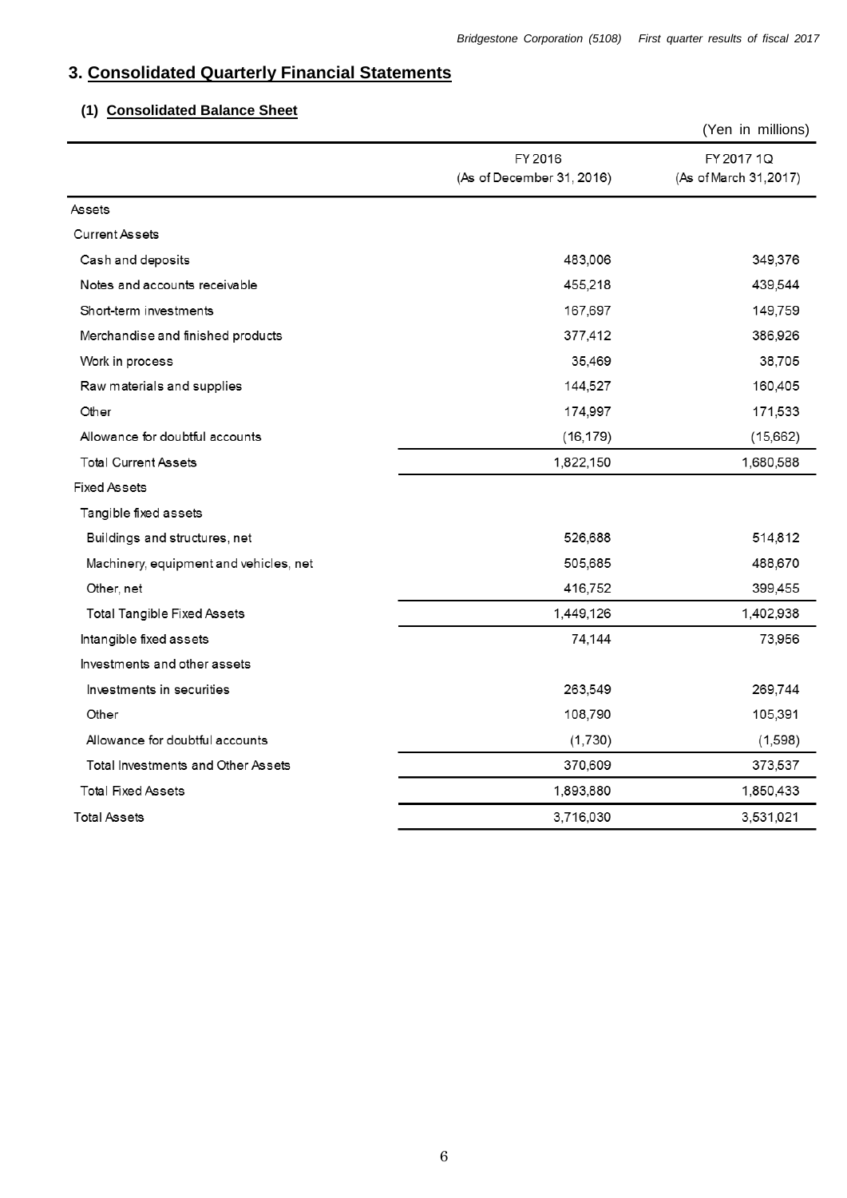# 3. Consolidated Quarterly Financial Statements

## (1) Consolidated Balance Sheet

(Yen in millions)

| | FY 2016 (As of December 31, 2016) | FY 2017 1Q (As of March 31,2017) |
|---|---|---|
| Assets | | |
| Current Assets | | |
| Cash and deposits | 483,006 | 349,376 |
| Notes and accounts receivable | 455,218 | 439,544 |
| Short-term investments | 167,697 | 149,759 |
| Merchandise and finished products | 377,412 | 386,926 |
| Work in process | 35,469 | 38,705 |
| Raw materials and supplies | 144,527 | 160,405 |
| Other | 174,997 | 171,533 |
| Allowance for doubtful accounts | (16,179) | (15,662) |
| Total Current Assets | 1,822,150 | 1,680,588 |
| Fixed Assets | | |
| Tangible fixed assets | | |
| Buildings and structures, net | 526,688 | 514,812 |
| Machinery, equipment and vehicles, net | 505,685 | 488,670 |
| Other, net | 416,752 | 399,455 |
| Total Tangible Fixed Assets | 1,449,126 | 1,402,938 |
| Intangible fixed assets | 74,144 | 73,956 |
| Investments and other assets | | |
| Investments in securities | 263,549 | 269,744 |
| Other | 108,790 | 105,391 |
| Allowance for doubtful accounts | (1,730) | (1,598) |
| Total Investments and Other Assets | 370,609 | 373,537 |
| Total Fixed Assets | 1,893,880 | 1,850,433 |
| Total Assets | 3,716,030 | 3,531,021 |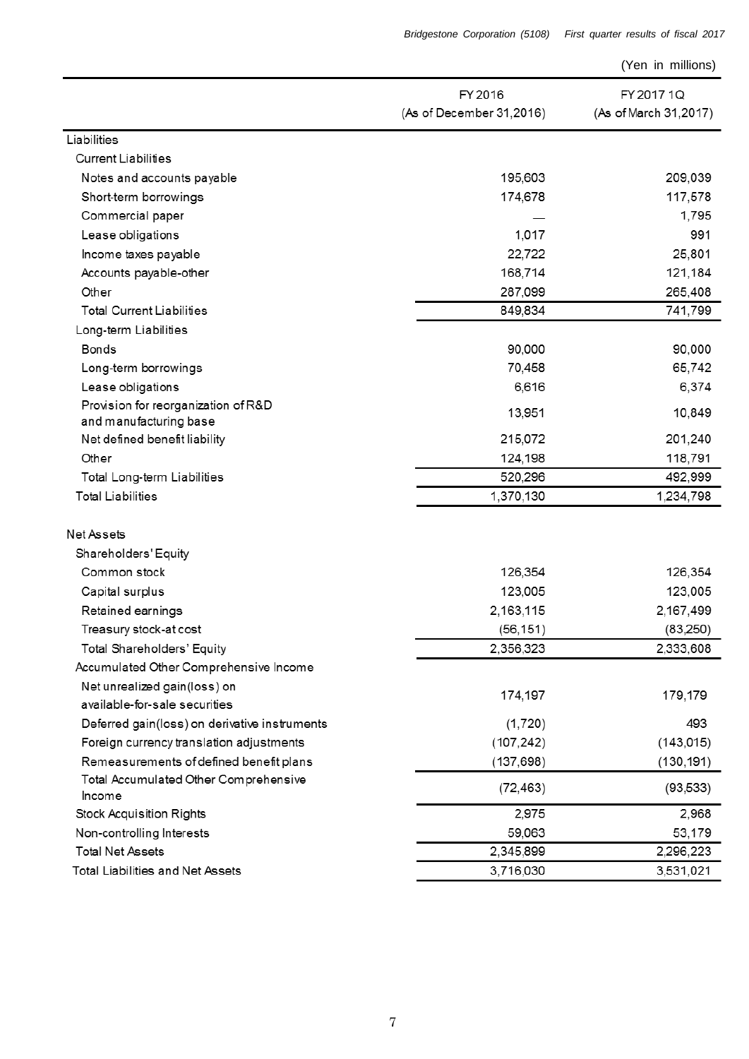(Yen in millions)

| | FY 2016 (As of December 31,2016) | FY 2017 1Q (As of March 31,2017) |
|---|---|---|
| Liabilities | | |
| Current Liabilities | | |
| Notes and accounts payable | 195,603 | 209,039 |
| Short-term borrowings | 174,678 | 117,578 |
| Commercial paper | — | 1,795 |
| Lease obligations | 1,017 | 991 |
| Income taxes payable | 22,722 | 25,801 |
| Accounts payable-other | 168,714 | 121,184 |
| Other | 287,099 | 265,408 |
| Total Current Liabilities | 849,834 | 741,799 |
| Long-term Liabilities | | |
| Bonds | 90,000 | 90,000 |
| Long-term borrowings | 70,458 | 65,742 |
| Lease obligations | 6,616 | 6,374 |
| Provision for reorganization of R&D and manufacturing base | 13,951 | 10,849 |
| Net defined benefit liability | 215,072 | 201,240 |
| Other | 124,198 | 118,791 |
| Total Long-term Liabilities | 520,296 | 492,999 |
| Total Liabilities | 1,370,130 | 1,234,798 |
| | | |
| Net Assets | | |
| Shareholders' Equity | | |
| Common stock | 126,354 | 126,354 |
| Capital surplus | 123,005 | 123,005 |
| Retained earnings | 2,163,115 | 2,167,499 |
| Treasury stock-at cost | (56,151) | (83,250) |
| Total Shareholders' Equity | 2,356,323 | 2,333,608 |
| Accumulated Other Comprehensive Income | | |
| Net unrealized gain(loss) on available-for-sale securities | 174,197 | 179,179 |
| Deferred gain(loss) on derivative instruments | (1,720) | 493 |
| Foreign currency translation adjustments | (107,242) | (143,015) |
| Remeasurements of defined benefit plans | (137,698) | (130,191) |
| Total Accumulated Other Comprehensive Income | (72,463) | (93,533) |
| Stock Acquisition Rights | 2,975 | 2,968 |
| Non-controlling Interests | 59,063 | 53,179 |
| Total Net Assets | 2,345,899 | 2,296,223 |
| Total Liabilities and Net Assets | 3,716,030 | 3,531,021 |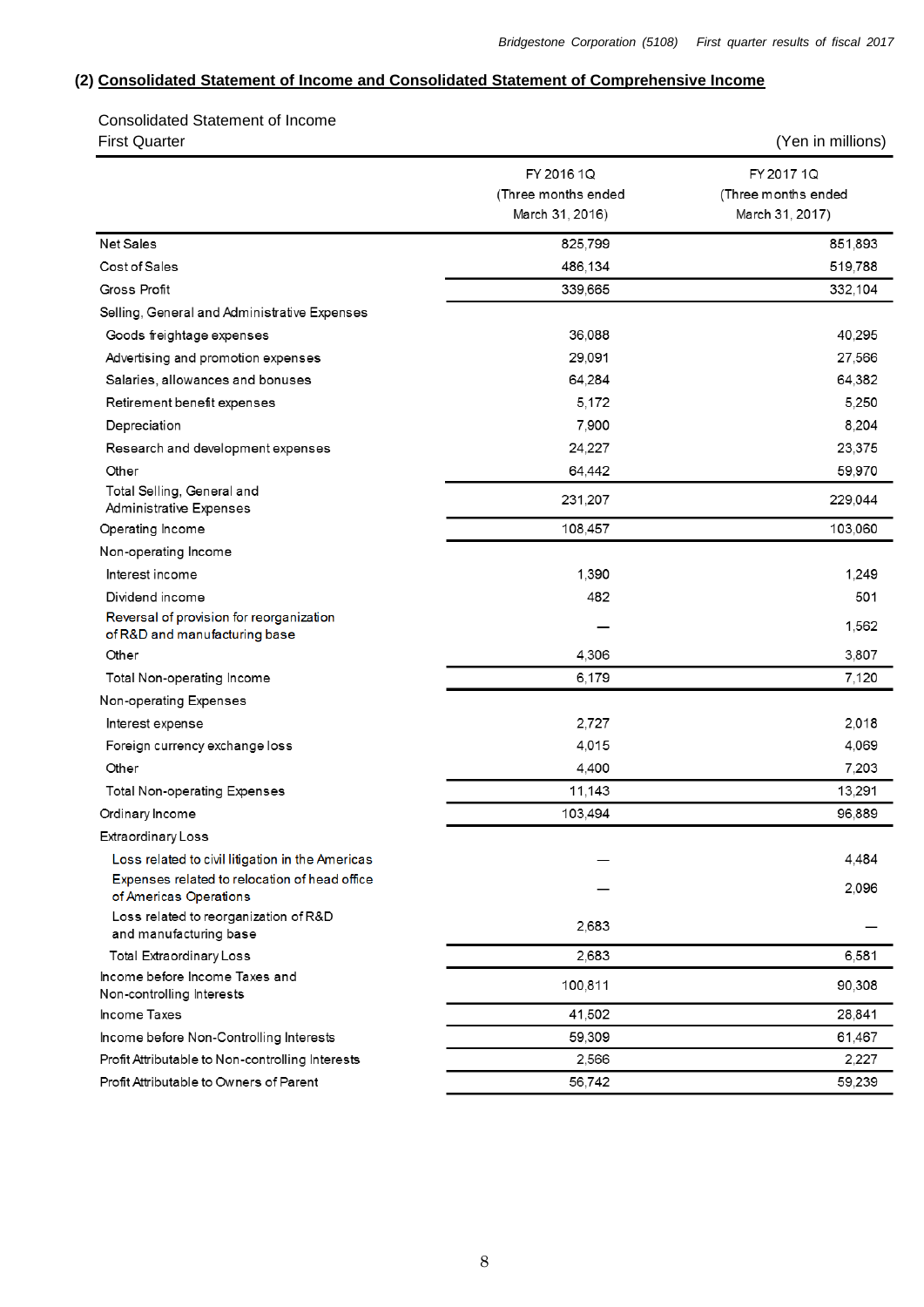## (2) Consolidated Statement of Income and Consolidated Statement of Comprehensive Income

Consolidated Statement of Income

First Quarter (Yen in millions)

| | FY 2016 1Q (Three months ended March 31, 2016) | FY 2017 1Q (Three months ended March 31, 2017) |
|---|---|---|
| Net Sales | 825,799 | 851,893 |
| Cost of Sales | 486,134 | 519,788 |
| Gross Profit | 339,665 | 332,104 |
| Selling, General and Administrative Expenses | | |
| Goods freightage expenses | 36,088 | 40,295 |
| Advertising and promotion expenses | 29,091 | 27,566 |
| Salaries, allowances and bonuses | 64,284 | 64,382 |
| Retirement benefit expenses | 5,172 | 5,250 |
| Depreciation | 7,900 | 8,204 |
| Research and development expenses | 24,227 | 23,375 |
| Other | 64,442 | 59,970 |
| Total Selling, General and Administrative Expenses | 231,207 | 229,044 |
| Operating Income | 108,457 | 103,060 |
| Non-operating Income | | |
| Interest income | 1,390 | 1,249 |
| Dividend income | 482 | 501 |
| Reversal of provision for reorganization of R&D and manufacturing base | — | 1,562 |
| Other | 4,306 | 3,807 |
| Total Non-operating Income | 6,179 | 7,120 |
| Non-operating Expenses | | |
| Interest expense | 2,727 | 2,018 |
| Foreign currency exchange loss | 4,015 | 4,069 |
| Other | 4,400 | 7,203 |
| Total Non-operating Expenses | 11,143 | 13,291 |
| Ordinary Income | 103,494 | 96,889 |
| Extraordinary Loss | | |
| Loss related to civil litigation in the Americas | — | 4,484 |
| Expenses related to relocation of head office of Americas Operations | — | 2,096 |
| Loss related to reorganization of R&D and manufacturing base | 2,683 | — |
| Total Extraordinary Loss | 2,683 | 6,581 |
| Income before Income Taxes and Non-controlling Interests | 100,811 | 90,308 |
| Income Taxes | 41,502 | 28,841 |
| Income before Non-Controlling Interests | 59,309 | 61,467 |
| Profit Attributable to Non-controlling Interests | 2,566 | 2,227 |
| Profit Attributable to Owners of Parent | 56,742 | 59,239 |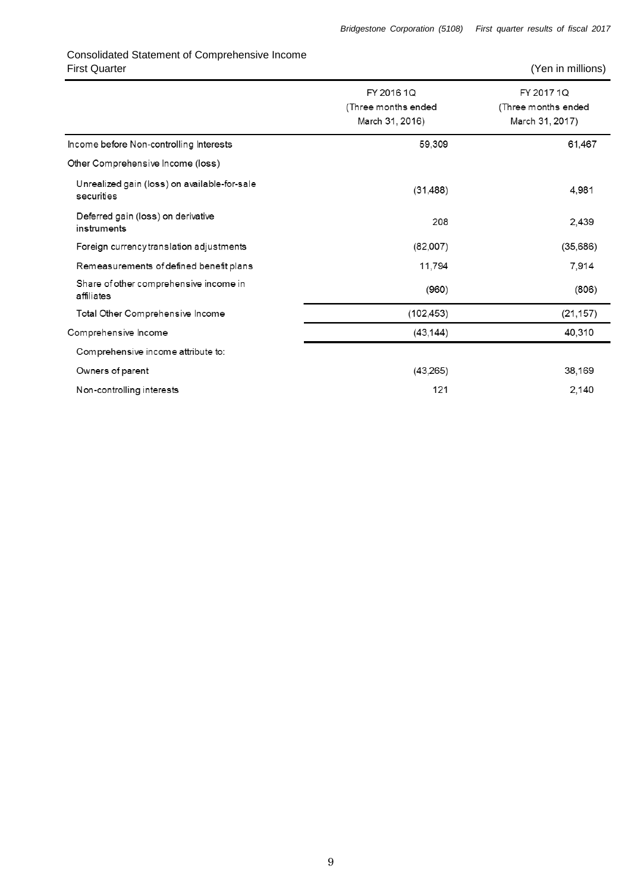## Consolidated Statement of Comprehensive Income

First Quarter (Yen in millions)

| | FY 2016 1Q (Three months ended March 31, 2016) | FY 2017 1Q (Three months ended March 31, 2017) |
|---|---|---|
| Income before Non-controlling Interests | 59,309 | 61,467 |
| Other Comprehensive Income (loss) | | |
| Unrealized gain (loss) on available-for-sale securities | (31,488) | 4,981 |
| Deferred gain (loss) on derivative instruments | 208 | 2,439 |
| Foreign currency translation adjustments | (82,007) | (35,686) |
| Remeasurements of defined benefit plans | 11,794 | 7,914 |
| Share of other comprehensive income in affiliates | (960) | (806) |
| Total Other Comprehensive Income | (102,453) | (21,157) |
| Comprehensive Income | (43,144) | 40,310 |
| Comprehensive income attribute to: | | |
| Owners of parent | (43,265) | 38,169 |
| Non-controlling interests | 121 | 2,140 |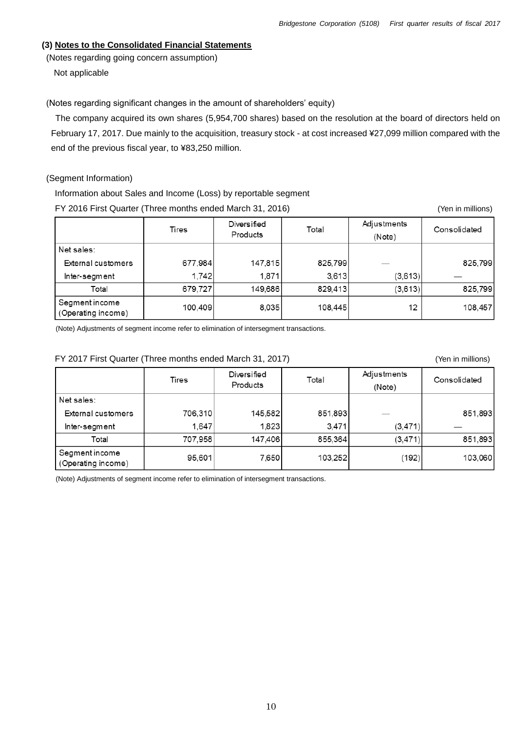### (3) Notes to the Consolidated Financial Statements

(Notes regarding going concern assumption)

Not applicable

(Notes regarding significant changes in the amount of shareholders' equity)

The company acquired its own shares (5,954,700 shares) based on the resolution at the board of directors held on February 17, 2017. Due mainly to the acquisition, treasury stock - at cost increased ¥27,099 million compared with the end of the previous fiscal year, to ¥83,250 million.

(Segment Information)

Information about Sales and Income (Loss) by reportable segment

FY 2016 First Quarter (Three months ended March 31, 2016) (Yen in millions)

| | Tires | Diversified Products | Total | Adjustments (Note) | Consolidated |
|---|---|---|---|---|---|
| Net sales: | | | | | |
| External customers | 677,984 | 147,815 | 825,799 | — | 825,799 |
| Inter-segment | 1,742 | 1,871 | 3,613 | (3,613) | — |
| Total | 679,727 | 149,686 | 829,413 | (3,613) | 825,799 |
| Segment income (Operating income) | 100,409 | 8,035 | 108,445 | 12 | 108,457 |

(Note) Adjustments of segment income refer to elimination of intersegment transactions.

FY 2017 First Quarter (Three months ended March 31, 2017) (Yen in millions)

| | Tires | Diversified Products | Total | Adjustments (Note) | Consolidated |
|---|---|---|---|---|---|
| Net sales: | | | | | |
| External customers | 706,310 | 145,582 | 851,893 | — | 851,893 |
| Inter-segment | 1,647 | 1,823 | 3,471 | (3,471) | — |
| Total | 707,958 | 147,406 | 855,364 | (3,471) | 851,893 |
| Segment income (Operating income) | 95,601 | 7,650 | 103,252 | (192) | 103,060 |

(Note) Adjustments of segment income refer to elimination of intersegment transactions.